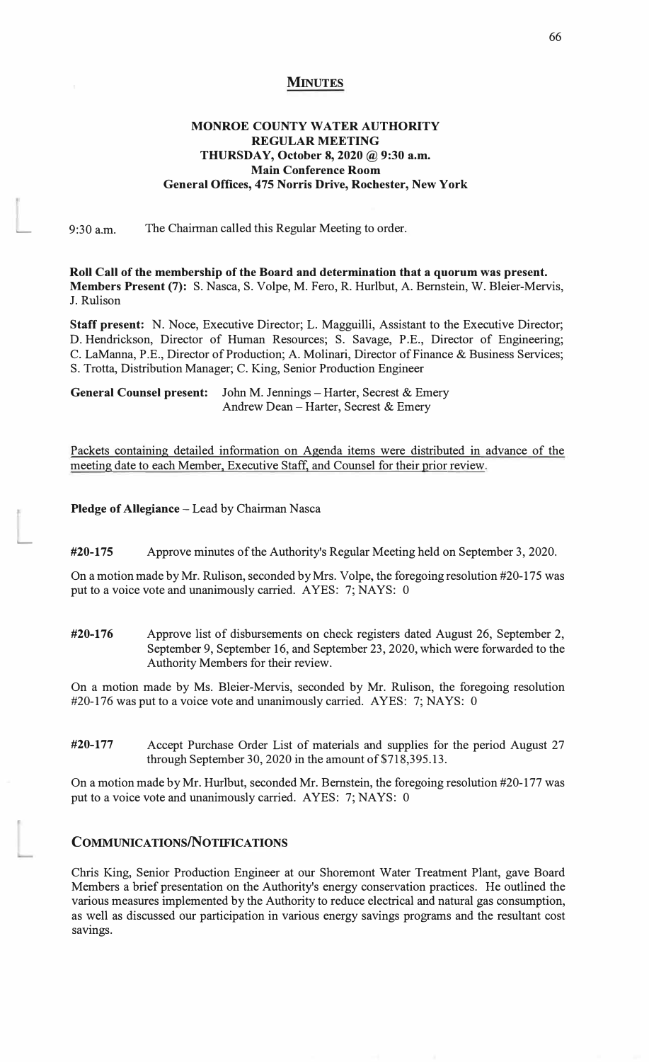# MINUTES

## MONROE COUNTY WATER AUTHORITY REGULAR MEETING
### THURSDAY, October 8, 2020 @ 9:30 a.m.
### Main Conference Room
### General Offices, 475 Norris Drive, Rochester, New York

9:30 a.m. The Chairman called this Regular Meeting to order.

**Roll Call of the membership of the Board and determination that a quorum was present.**
**Members Present (7):** S. Nasca, S. Volpe, M. Fero, R. Hurlbut, A. Bernstein, W. Bleier-Mervis, J. Rulison

**Staff present:** N. Noce, Executive Director; L. Magguilli, Assistant to the Executive Director; D. Hendrickson, Director of Human Resources; S. Savage, P.E., Director of Engineering; C. LaManna, P.E., Director of Production; A. Molinari, Director of Finance & Business Services; S. Trotta, Distribution Manager; C. King, Senior Production Engineer

**General Counsel present:** John M. Jennings – Harter, Secrest & Emery
Andrew Dean – Harter, Secrest & Emery

Packets containing detailed information on Agenda items were distributed in advance of the meeting date to each Member, Executive Staff, and Counsel for their prior review.

**Pledge of Allegiance** – Lead by Chairman Nasca

**#20-175** Approve minutes of the Authority's Regular Meeting held on September 3, 2020.

On a motion made by Mr. Rulison, seconded by Mrs. Volpe, the foregoing resolution #20-175 was put to a voice vote and unanimously carried. AYES: 7; NAYS: 0

**#20-176** Approve list of disbursements on check registers dated August 26, September 2, September 9, September 16, and September 23, 2020, which were forwarded to the Authority Members for their review.

On a motion made by Ms. Bleier-Mervis, seconded by Mr. Rulison, the foregoing resolution #20-176 was put to a voice vote and unanimously carried. AYES: 7; NAYS: 0

**#20-177** Accept Purchase Order List of materials and supplies for the period August 27 through September 30, 2020 in the amount of $718,395.13.

On a motion made by Mr. Hurlbut, seconded Mr. Bernstein, the foregoing resolution #20-177 was put to a voice vote and unanimously carried. AYES: 7; NAYS: 0

## COMMUNICATIONS/NOTIFICATIONS

Chris King, Senior Production Engineer at our Shoremont Water Treatment Plant, gave Board Members a brief presentation on the Authority's energy conservation practices. He outlined the various measures implemented by the Authority to reduce electrical and natural gas consumption, as well as discussed our participation in various energy savings programs and the resultant cost savings.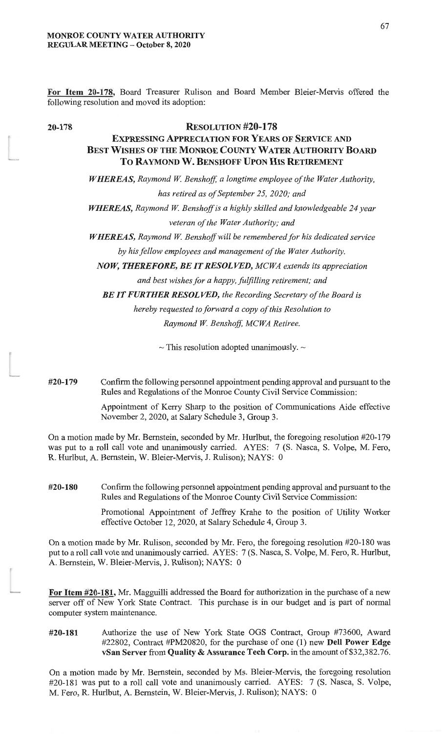For Item 20-178, Board Treasurer Rulison and Board Member Bleier-Mervis offered the following resolution and moved its adoption:

**20-178**

## RESOLUTION #20-178
## EXPRESSING APPRECIATION FOR YEARS OF SERVICE AND BEST WISHES OF THE MONROE COUNTY WATER AUTHORITY BOARD TO RAYMOND W. BENSHOFF UPON HIS RETIREMENT

***WHEREAS,*** *Raymond W. Benshoff, a longtime employee of the Water Authority, has retired as of September 25, 2020; and*

***WHEREAS,*** *Raymond W. Benshoff is a highly skilled and knowledgeable 24 year veteran of the Water Authority; and*

***WHEREAS,*** *Raymond W. Benshoff will be remembered for his dedicated service by his fellow employees and management of the Water Authority.*

***NOW, THEREFORE, BE IT RESOLVED,*** *MCWA extends its appreciation and best wishes for a happy, fulfilling retirement; and*

***BE IT FURTHER RESOLVED,*** *the Recording Secretary of the Board is hereby requested to forward a copy of this Resolution to Raymond W. Benshoff, MCWA Retiree.*

~ This resolution adopted unanimously. ~

**#20-179** Confirm the following personnel appointment pending approval and pursuant to the Rules and Regulations of the Monroe County Civil Service Commission:

Appointment of Kerry Sharp to the position of Communications Aide effective November 2, 2020, at Salary Schedule 3, Group 3.

On a motion made by Mr. Bernstein, seconded by Mr. Hurlbut, the foregoing resolution #20-179 was put to a roll call vote and unanimously carried. AYES: 7 (S. Nasca, S. Volpe, M. Fero, R. Hurlbut, A. Bernstein, W. Bleier-Mervis, J. Rulison); NAYS: 0

**#20-180** Confirm the following personnel appointment pending approval and pursuant to the Rules and Regulations of the Monroe County Civil Service Commission:

Promotional Appointment of Jeffrey Krahe to the position of Utility Worker effective October 12, 2020, at Salary Schedule 4, Group 3.

On a motion made by Mr. Rulison, seconded by Mr. Fero, the foregoing resolution #20-180 was put to a roll call vote and unanimously carried. AYES: 7 (S. Nasca, S. Volpe, M. Fero, R. Hurlbut, A. Bernstein, W. Bleier-Mervis, J. Rulison); NAYS: 0

For Item #20-181, Mr. Magguilli addressed the Board for authorization in the purchase of a new server off of New York State Contract. This purchase is in our budget and is part of normal computer system maintenance.

**#20-181** Authorize the use of New York State OGS Contract, Group #73600, Award #22802, Contract #PM20820, for the purchase of one (1) new **Dell Power Edge vSan Server** from **Quality & Assurance Tech Corp.** in the amount of $32,382.76.

On a motion made by Mr. Bernstein, seconded by Ms. Bleier-Mervis, the foregoing resolution #20-181 was put to a roll call vote and unanimously carried. AYES: 7 (S. Nasca, S. Volpe, M. Fero, R. Hurlbut, A. Bernstein, W. Bleier-Mervis, J. Rulison); NAYS: 0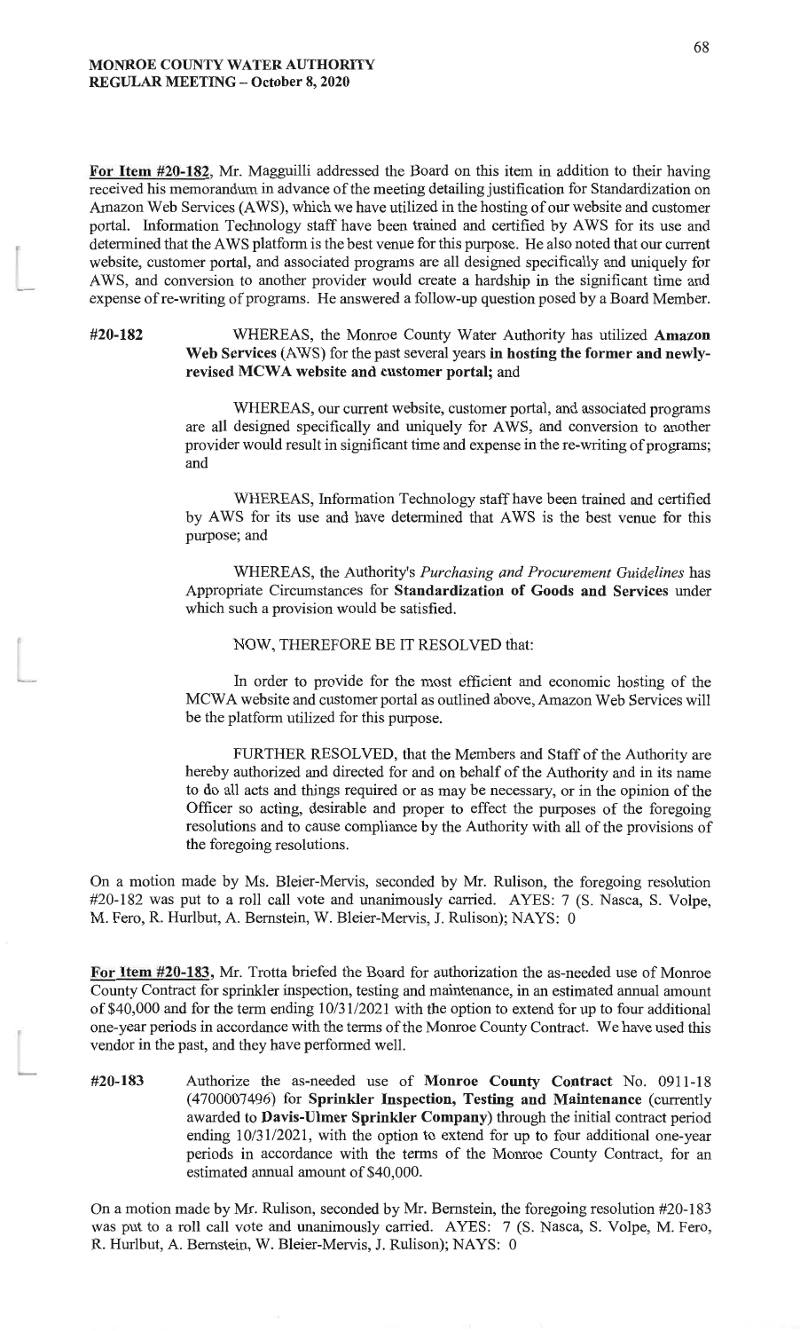**For Item #20-182**, Mr. Magguilli addressed the Board on this item in addition to their having received his memorandum in advance of the meeting detailing justification for Standardization on Amazon Web Services (AWS), which we have utilized in the hosting of our website and customer portal. Information Technology staff have been trained and certified by AWS for its use and determined that the AWS platform is the best venue for this purpose. He also noted that our current website, customer portal, and associated programs are all designed specifically and uniquely for AWS, and conversion to another provider would create a hardship in the significant time and expense of re-writing of programs. He answered a follow-up question posed by a Board Member.

**#20-182** WHEREAS, the Monroe County Water Authority has utilized **Amazon Web Services** (AWS) for the past several years **in hosting the former and newly-revised MCWA website and customer portal;** and

WHEREAS, our current website, customer portal, and associated programs are all designed specifically and uniquely for AWS, and conversion to another provider would result in significant time and expense in the re-writing of programs; and

WHEREAS, Information Technology staff have been trained and certified by AWS for its use and have determined that AWS is the best venue for this purpose; and

WHEREAS, the Authority's *Purchasing and Procurement Guidelines* has Appropriate Circumstances for **Standardization of Goods and Services** under which such a provision would be satisfied.

NOW, THEREFORE BE IT RESOLVED that:

In order to provide for the most efficient and economic hosting of the MCWA website and customer portal as outlined above, Amazon Web Services will be the platform utilized for this purpose.

FURTHER RESOLVED, that the Members and Staff of the Authority are hereby authorized and directed for and on behalf of the Authority and in its name to do all acts and things required or as may be necessary, or in the opinion of the Officer so acting, desirable and proper to effect the purposes of the foregoing resolutions and to cause compliance by the Authority with all of the provisions of the foregoing resolutions.

On a motion made by Ms. Bleier-Mervis, seconded by Mr. Rulison, the foregoing resolution #20-182 was put to a roll call vote and unanimously carried. AYES: 7 (S. Nasca, S. Volpe, M. Fero, R. Hurlbut, A. Bernstein, W. Bleier-Mervis, J. Rulison); NAYS: 0

**For Item #20-183**, Mr. Trotta briefed the Board for authorization the as-needed use of Monroe County Contract for sprinkler inspection, testing and maintenance, in an estimated annual amount of $40,000 and for the term ending 10/31/2021 with the option to extend for up to four additional one-year periods in accordance with the terms of the Monroe County Contract. We have used this vendor in the past, and they have performed well.

**#20-183** Authorize the as-needed use of **Monroe County Contract** No. 0911-18 (4700007496) for **Sprinkler Inspection, Testing and Maintenance** (currently awarded to **Davis-Ulmer Sprinkler Company**) through the initial contract period ending 10/31/2021, with the option to extend for up to four additional one-year periods in accordance with the terms of the Monroe County Contract, for an estimated annual amount of $40,000.

On a motion made by Mr. Rulison, seconded by Mr. Bernstein, the foregoing resolution #20-183 was put to a roll call vote and unanimously carried. AYES: 7 (S. Nasca, S. Volpe, M. Fero, R. Hurlbut, A. Bernstein, W. Bleier-Mervis, J. Rulison); NAYS: 0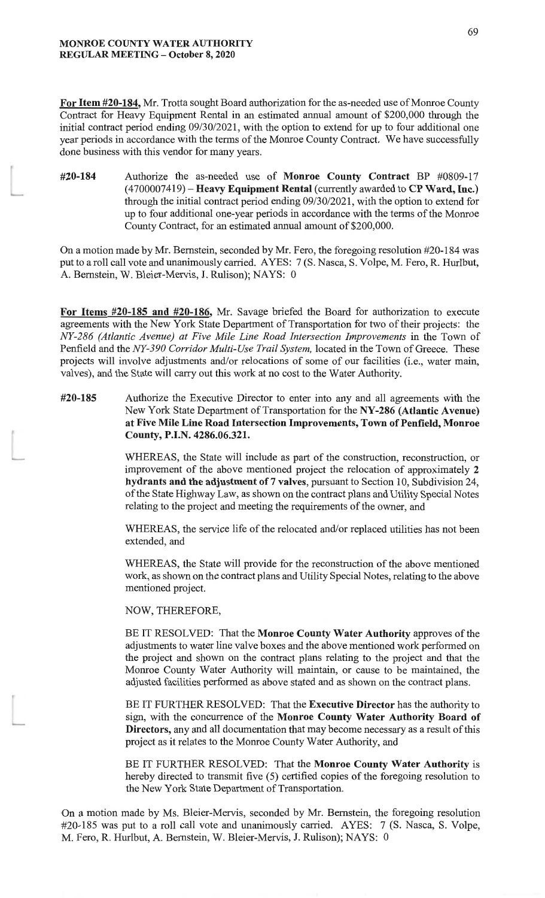**For Item #20-184**, Mr. Trotta sought Board authorization for the as-needed use of Monroe County Contract for Heavy Equipment Rental in an estimated annual amount of $200,000 through the initial contract period ending 09/30/2021, with the option to extend for up to four additional one year periods in accordance with the terms of the Monroe County Contract. We have successfully done business with this vendor for many years.

**#20-184** Authorize the as-needed use of **Monroe County Contract** BP #0809-17 (4700007419) – **Heavy Equipment Rental** (currently awarded to **CP Ward, Inc.**) through the initial contract period ending 09/30/2021, with the option to extend for up to four additional one-year periods in accordance with the terms of the Monroe County Contract, for an estimated annual amount of $200,000.

On a motion made by Mr. Bernstein, seconded by Mr. Fero, the foregoing resolution #20-184 was put to a roll call vote and unanimously carried. AYES: 7 (S. Nasca, S. Volpe, M. Fero, R. Hurlbut, A. Bernstein, W. Bleier-Mervis, J. Rulison); NAYS: 0

**For Items #20-185 and #20-186**, Mr. Savage briefed the Board for authorization to execute agreements with the New York State Department of Transportation for two of their projects: the *NY-286 (Atlantic Avenue) at Five Mile Line Road Intersection Improvements* in the Town of Penfield and the *NY-390 Corridor Multi-Use Trail System*, located in the Town of Greece. These projects will involve adjustments and/or relocations of some of our facilities (i.e., water main, valves), and the State will carry out this work at no cost to the Water Authority.

**#20-185** Authorize the Executive Director to enter into any and all agreements with the New York State Department of Transportation for the **NY-286 (Atlantic Avenue) at Five Mile Line Road Intersection Improvements, Town of Penfield, Monroe County, P.I.N. 4286.06.321.**

WHEREAS, the State will include as part of the construction, reconstruction, or improvement of the above mentioned project the relocation of approximately **2 hydrants and the adjustment of 7 valves**, pursuant to Section 10, Subdivision 24, of the State Highway Law, as shown on the contract plans and Utility Special Notes relating to the project and meeting the requirements of the owner, and

WHEREAS, the service life of the relocated and/or replaced utilities has not been extended, and

WHEREAS, the State will provide for the reconstruction of the above mentioned work, as shown on the contract plans and Utility Special Notes, relating to the above mentioned project.

NOW, THEREFORE,

BE IT RESOLVED: That the **Monroe County Water Authority** approves of the adjustments to water line valve boxes and the above mentioned work performed on the project and shown on the contract plans relating to the project and that the Monroe County Water Authority will maintain, or cause to be maintained, the adjusted facilities performed as above stated and as shown on the contract plans.

BE IT FURTHER RESOLVED: That the **Executive Director** has the authority to sign, with the concurrence of the **Monroe County Water Authority Board of Directors,** any and all documentation that may become necessary as a result of this project as it relates to the Monroe County Water Authority, and

BE IT FURTHER RESOLVED: That the **Monroe County Water Authority** is hereby directed to transmit five (5) certified copies of the foregoing resolution to the New York State Department of Transportation.

On a motion made by Ms. Bleier-Mervis, seconded by Mr. Bernstein, the foregoing resolution #20-185 was put to a roll call vote and unanimously carried. AYES: 7 (S. Nasca, S. Volpe, M. Fero, R. Hurlbut, A. Bernstein, W. Bleier-Mervis, J. Rulison); NAYS: 0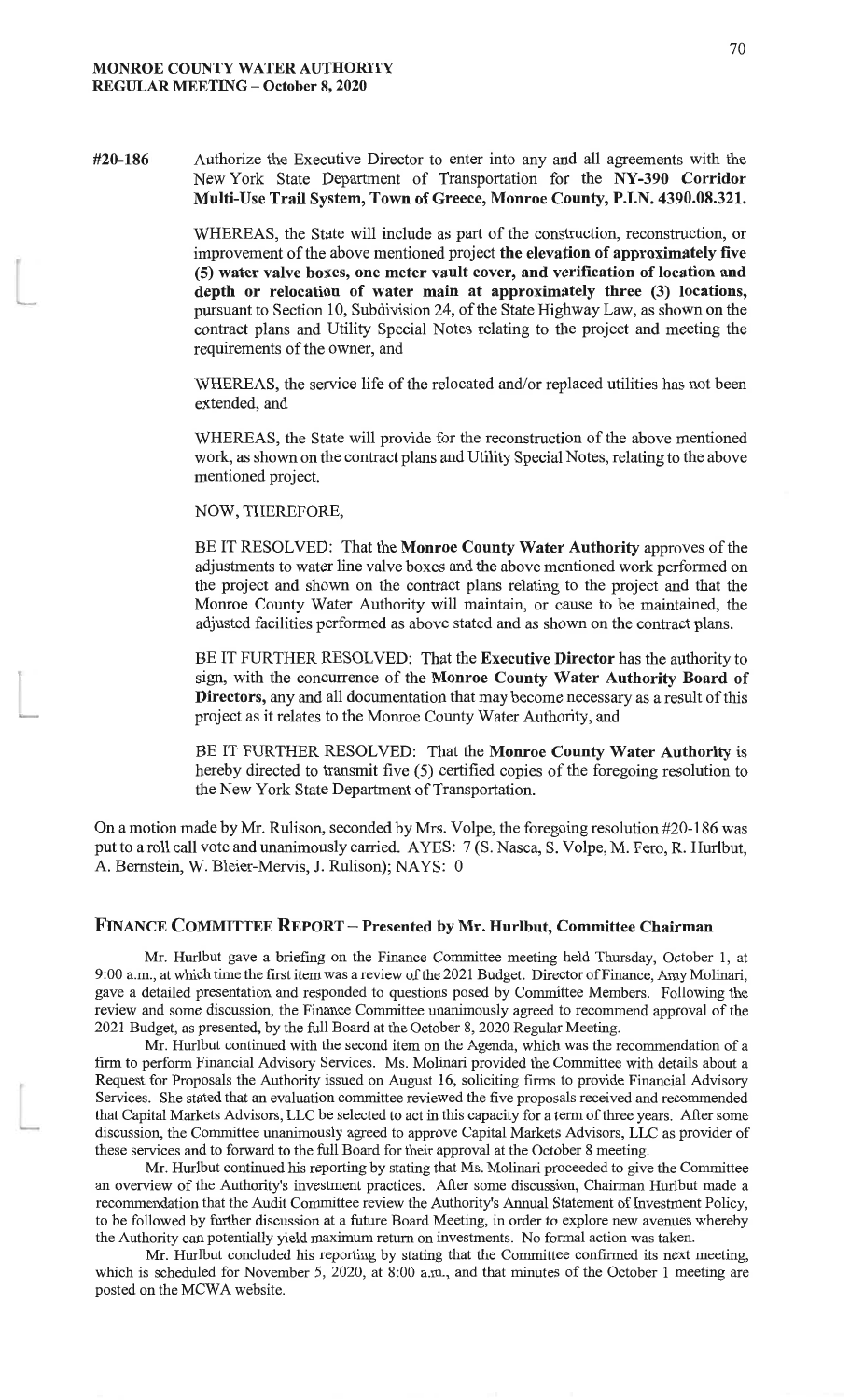**#20-186** Authorize the Executive Director to enter into any and all agreements with the New York State Department of Transportation for the **NY-390 Corridor Multi-Use Trail System, Town of Greece, Monroe County, P.I.N. 4390.08.321.**

WHEREAS, the State will include as part of the construction, reconstruction, or improvement of the above mentioned project **the elevation of approximately five (5) water valve boxes, one meter vault cover, and verification of location and depth or relocation of water main at approximately three (3) locations,** pursuant to Section 10, Subdivision 24, of the State Highway Law, as shown on the contract plans and Utility Special Notes relating to the project and meeting the requirements of the owner, and

WHEREAS, the service life of the relocated and/or replaced utilities has not been extended, and

WHEREAS, the State will provide for the reconstruction of the above mentioned work, as shown on the contract plans and Utility Special Notes, relating to the above mentioned project.

NOW, THEREFORE,

BE IT RESOLVED: That the **Monroe County Water Authority** approves of the adjustments to water line valve boxes and the above mentioned work performed on the project and shown on the contract plans relating to the project and that the Monroe County Water Authority will maintain, or cause to be maintained, the adjusted facilities performed as above stated and as shown on the contract plans.

BE IT FURTHER RESOLVED: That the **Executive Director** has the authority to sign, with the concurrence of the **Monroe County Water Authority Board of Directors,** any and all documentation that may become necessary as a result of this project as it relates to the Monroe County Water Authority, and

BE IT FURTHER RESOLVED: That the **Monroe County Water Authority** is hereby directed to transmit five (5) certified copies of the foregoing resolution to the New York State Department of Transportation.

On a motion made by Mr. Rulison, seconded by Mrs. Volpe, the foregoing resolution #20-186 was put to a roll call vote and unanimously carried. AYES: 7 (S. Nasca, S. Volpe, M. Fero, R. Hurlbut, A. Bernstein, W. Bleier-Mervis, J. Rulison); NAYS: 0

## FINANCE COMMITTEE REPORT – Presented by Mr. Hurlbut, Committee Chairman

Mr. Hurlbut gave a briefing on the Finance Committee meeting held Thursday, October 1, at 9:00 a.m., at which time the first item was a review of the 2021 Budget. Director of Finance, Amy Molinari, gave a detailed presentation and responded to questions posed by Committee Members. Following the review and some discussion, the Finance Committee unanimously agreed to recommend approval of the 2021 Budget, as presented, by the full Board at the October 8, 2020 Regular Meeting.

Mr. Hurlbut continued with the second item on the Agenda, which was the recommendation of a firm to perform Financial Advisory Services. Ms. Molinari provided the Committee with details about a Request for Proposals the Authority issued on August 16, soliciting firms to provide Financial Advisory Services. She stated that an evaluation committee reviewed the five proposals received and recommended that Capital Markets Advisors, LLC be selected to act in this capacity for a term of three years. After some discussion, the Committee unanimously agreed to approve Capital Markets Advisors, LLC as provider of these services and to forward to the full Board for their approval at the October 8 meeting.

Mr. Hurlbut continued his reporting by stating that Ms. Molinari proceeded to give the Committee an overview of the Authority's investment practices. After some discussion, Chairman Hurlbut made a recommendation that the Audit Committee review the Authority's Annual Statement of Investment Policy, to be followed by further discussion at a future Board Meeting, in order to explore new avenues whereby the Authority can potentially yield maximum return on investments. No formal action was taken.

Mr. Hurlbut concluded his reporting by stating that the Committee confirmed its next meeting, which is scheduled for November 5, 2020, at 8:00 a.m., and that minutes of the October 1 meeting are posted on the MCWA website.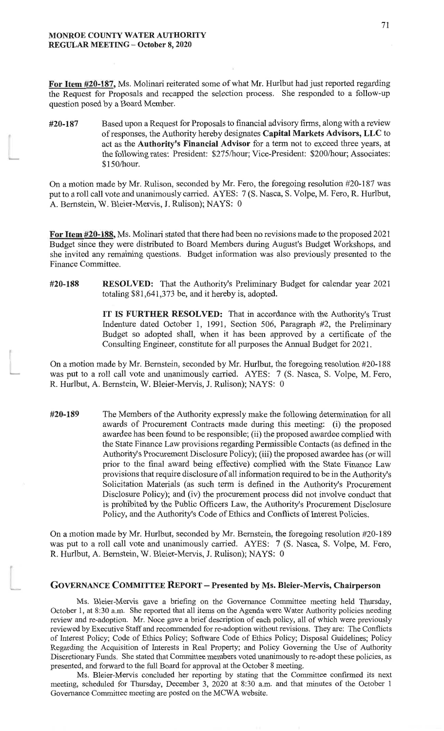**For Item #20-187,** Ms. Molinari reiterated some of what Mr. Hurlbut had just reported regarding the Request for Proposals and recapped the selection process. She responded to a follow-up question posed by a Board Member.

**#20-187** Based upon a Request for Proposals to financial advisory firms, along with a review of responses, the Authority hereby designates **Capital Markets Advisors, LLC** to act as the **Authority's Financial Advisor** for a term not to exceed three years, at the following rates: President: $275/hour; Vice-President: $200/hour; Associates: $150/hour.

On a motion made by Mr. Rulison, seconded by Mr. Fero, the foregoing resolution #20-187 was put to a roll call vote and unanimously carried. AYES: 7 (S. Nasca, S. Volpe, M. Fero, R. Hurlbut, A. Bernstein, W. Bleier-Mervis, J. Rulison); NAYS: 0

**For Item #20-188,** Ms. Molinari stated that there had been no revisions made to the proposed 2021 Budget since they were distributed to Board Members during August's Budget Workshops, and she invited any remaining questions. Budget information was also previously presented to the Finance Committee.

**#20-188** **RESOLVED:** That the Authority's Preliminary Budget for calendar year 2021 totaling $81,641,373 be, and it hereby is, adopted.

**IT IS FURTHER RESOLVED:** That in accordance with the Authority's Trust Indenture dated October 1, 1991, Section 506, Paragraph #2, the Preliminary Budget so adopted shall, when it has been approved by a certificate of the Consulting Engineer, constitute for all purposes the Annual Budget for 2021.

On a motion made by Mr. Bernstein, seconded by Mr. Hurlbut, the foregoing resolution #20-188 was put to a roll call vote and unanimously carried. AYES: 7 (S. Nasca, S. Volpe, M. Fero, R. Hurlbut, A. Bernstein, W. Bleier-Mervis, J. Rulison); NAYS: 0

**#20-189** The Members of the Authority expressly make the following determination for all awards of Procurement Contracts made during this meeting: (i) the proposed awardee has been found to be responsible; (ii) the proposed awardee complied with the State Finance Law provisions regarding Permissible Contacts (as defined in the Authority's Procurement Disclosure Policy); (iii) the proposed awardee has (or will prior to the final award being effective) complied with the State Finance Law provisions that require disclosure of all information required to be in the Authority's Solicitation Materials (as such term is defined in the Authority's Procurement Disclosure Policy); and (iv) the procurement process did not involve conduct that is prohibited by the Public Officers Law, the Authority's Procurement Disclosure Policy, and the Authority's Code of Ethics and Conflicts of Interest Policies.

On a motion made by Mr. Hurlbut, seconded by Mr. Bernstein, the foregoing resolution #20-189 was put to a roll call vote and unanimously carried. AYES: 7 (S. Nasca, S. Volpe, M. Fero, R. Hurlbut, A. Bernstein, W. Bleier-Mervis, J. Rulison); NAYS: 0

## GOVERNANCE COMMITTEE REPORT – Presented by Ms. Bleier-Mervis, Chairperson

Ms. Bleier-Mervis gave a briefing on the Governance Committee meeting held Thursday, October 1, at 8:30 a.m. She reported that all items on the Agenda were Water Authority policies needing review and re-adoption. Mr. Noce gave a brief description of each policy, all of which were previously reviewed by Executive Staff and recommended for re-adoption without revisions. They are: The Conflicts of Interest Policy; Code of Ethics Policy; Software Code of Ethics Policy; Disposal Guidelines; Policy Regarding the Acquisition of Interests in Real Property; and Policy Governing the Use of Authority Discretionary Funds. She stated that Committee members voted unanimously to re-adopt these policies, as presented, and forward to the full Board for approval at the October 8 meeting.

Ms. Bleier-Mervis concluded her reporting by stating that the Committee confirmed its next meeting, scheduled for Thursday, December 3, 2020 at 8:30 a.m. and that minutes of the October 1 Governance Committee meeting are posted on the MCWA website.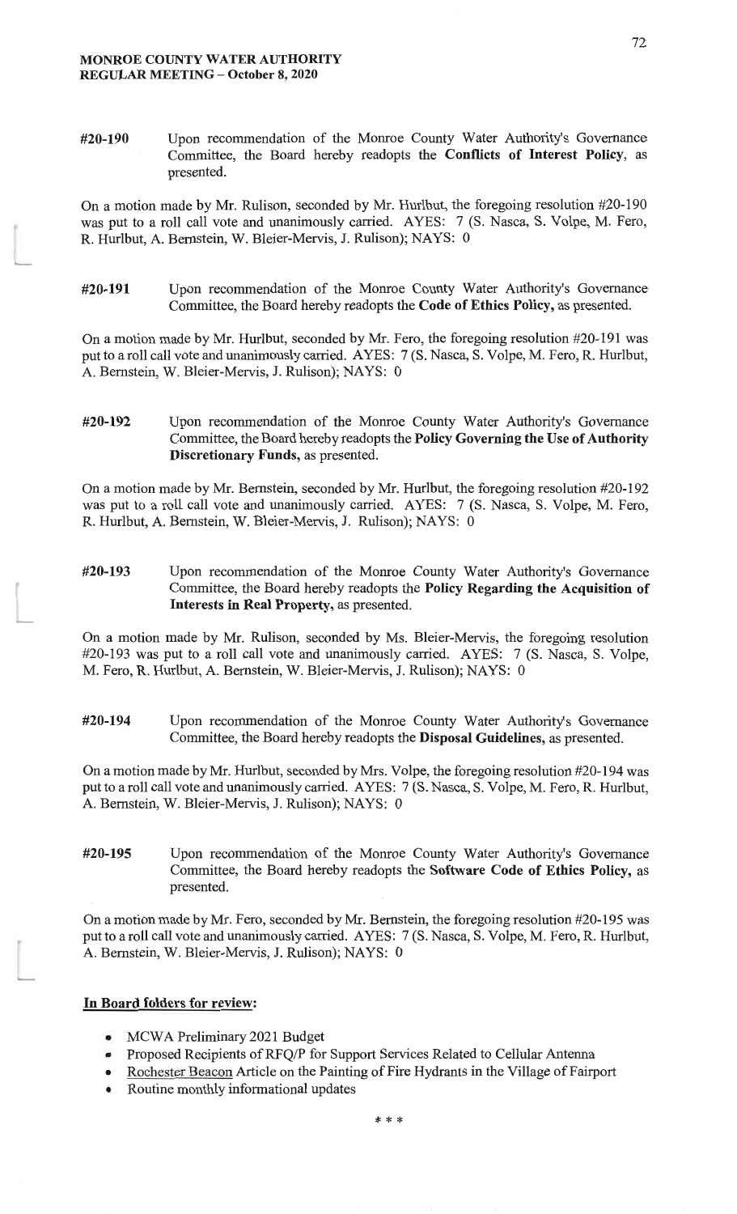**#20-190** Upon recommendation of the Monroe County Water Authority's Governance Committee, the Board hereby readopts the **Conflicts of Interest Policy**, as presented.

On a motion made by Mr. Rulison, seconded by Mr. Hurlbut, the foregoing resolution #20-190 was put to a roll call vote and unanimously carried. AYES: 7 (S. Nasca, S. Volpe, M. Fero, R. Hurlbut, A. Bernstein, W. Bleier-Mervis, J. Rulison); NAYS: 0

**#20-191** Upon recommendation of the Monroe County Water Authority's Governance Committee, the Board hereby readopts the **Code of Ethics Policy,** as presented.

On a motion made by Mr. Hurlbut, seconded by Mr. Fero, the foregoing resolution #20-191 was put to a roll call vote and unanimously carried. AYES: 7 (S. Nasca, S. Volpe, M. Fero, R. Hurlbut, A. Bernstein, W. Bleier-Mervis, J. Rulison); NAYS: 0

**#20-192** Upon recommendation of the Monroe County Water Authority's Governance Committee, the Board hereby readopts the **Policy Governing the Use of Authority Discretionary Funds,** as presented.

On a motion made by Mr. Bernstein, seconded by Mr. Hurlbut, the foregoing resolution #20-192 was put to a roll call vote and unanimously carried. AYES: 7 (S. Nasca, S. Volpe, M. Fero, R. Hurlbut, A. Bernstein, W. Bleier-Mervis, J. Rulison); NAYS: 0

**#20-193** Upon recommendation of the Monroe County Water Authority's Governance Committee, the Board hereby readopts the **Policy Regarding the Acquisition of Interests in Real Property,** as presented.

On a motion made by Mr. Rulison, seconded by Ms. Bleier-Mervis, the foregoing resolution #20-193 was put to a roll call vote and unanimously carried. AYES: 7 (S. Nasca, S. Volpe, M. Fero, R. Hurlbut, A. Bernstein, W. Bleier-Mervis, J. Rulison); NAYS: 0

**#20-194** Upon recommendation of the Monroe County Water Authority's Governance Committee, the Board hereby readopts the **Disposal Guidelines,** as presented.

On a motion made by Mr. Hurlbut, seconded by Mrs. Volpe, the foregoing resolution #20-194 was put to a roll call vote and unanimously carried. AYES: 7 (S. Nasca, S. Volpe, M. Fero, R. Hurlbut, A. Bernstein, W. Bleier-Mervis, J. Rulison); NAYS: 0

**#20-195** Upon recommendation of the Monroe County Water Authority's Governance Committee, the Board hereby readopts the **Software Code of Ethics Policy,** as presented.

On a motion made by Mr. Fero, seconded by Mr. Bernstein, the foregoing resolution #20-195 was put to a roll call vote and unanimously carried. AYES: 7 (S. Nasca, S. Volpe, M. Fero, R. Hurlbut, A. Bernstein, W. Bleier-Mervis, J. Rulison); NAYS: 0

**In Board folders for review:**

- MCWA Preliminary 2021 Budget
- Proposed Recipients of RFQ/P for Support Services Related to Cellular Antenna
- Rochester Beacon Article on the Painting of Fire Hydrants in the Village of Fairport
- Routine monthly informational updates

\* \* \*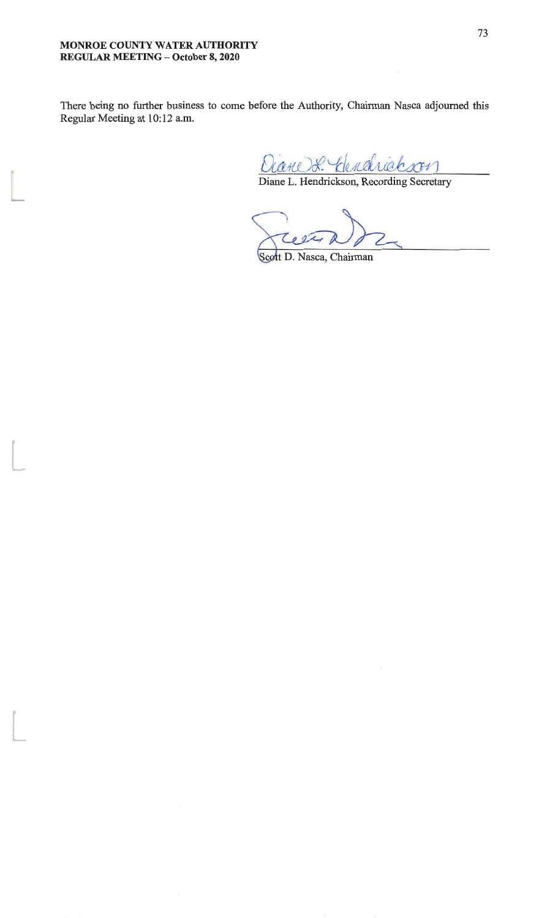There being no further business to come before the Authority, Chairman Nasca adjourned this Regular Meeting at 10:12 a.m.

Diane L. Hendrickson

Diane L. Hendrickson, Recording Secretary

Scott D. Nasca, Chairman